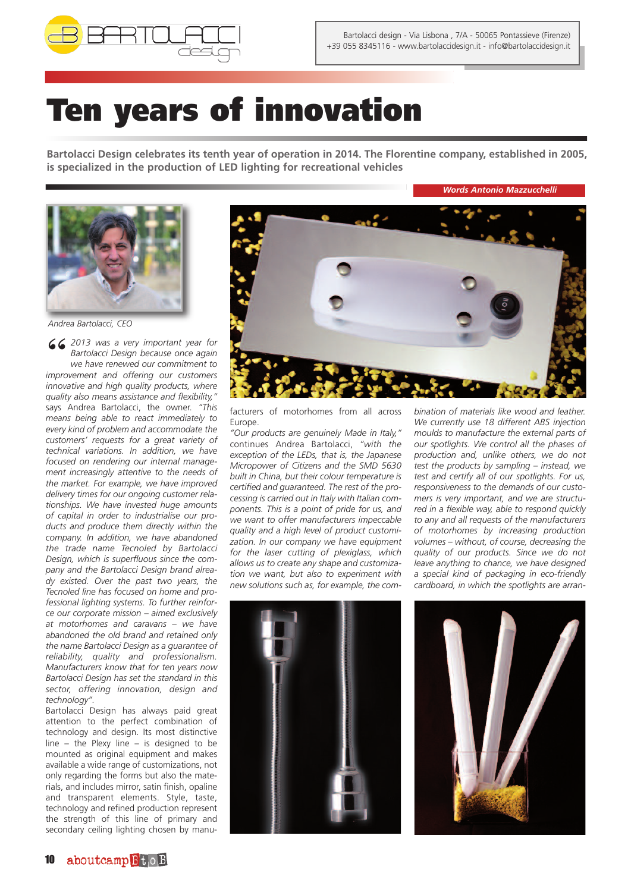Bartolacci design - Via Lisbona , 7/A - 50065 Pontassieve (Firenze)
+39 055 8345116 - www.bartolaccidesign.it - info@bartolaccidesign.it

# Ten years of innovation

**Bartolacci Design celebrates its tenth year of operation in 2014. The Florentine company, established in 2005, is specialized in the production of LED lighting for recreational vehicles**

***Words Antonio Mazzucchelli***

Andrea Bartolacci, CEO

*"2013 was a very important year for Bartolacci Design because once again we have renewed our commitment to improvement and offering our customers innovative and high quality products, where quality also means assistance and flexibility,"* says Andrea Bartolacci, the owner. *"This means being able to react immediately to every kind of problem and accommodate the customers' requests for a great variety of technical variations. In addition, we have focused on rendering our internal management increasingly attentive to the needs of the market. For example, we have improved delivery times for our ongoing customer relationships. We have invested huge amounts of capital in order to industrialise our products and produce them directly within the company. In addition, we have abandoned the trade name Tecnoled by Bartolacci Design, which is superfluous since the company and the Bartolacci Design brand already existed. Over the past two years, the Tecnoled line has focused on home and professional lighting systems. To further reinforce our corporate mission – aimed exclusively at motorhomes and caravans – we have abandoned the old brand and retained only the name Bartolacci Design as a guarantee of reliability, quality and professionalism. Manufacturers know that for ten years now Bartolacci Design has set the standard in this sector, offering innovation, design and technology".*

Bartolacci Design has always paid great attention to the perfect combination of technology and design. Its most distinctive line – the Plexy line – is designed to be mounted as original equipment and makes available a wide range of customizations, not only regarding the forms but also the materials, and includes mirror, satin finish, opaline and transparent elements. Style, taste, technology and refined production represent the strength of this line of primary and secondary ceiling lighting chosen by manufacturers of motorhomes from all across Europe.

*"Our products are genuinely Made in Italy,"* continues Andrea Bartolacci, *"with the exception of the LEDs, that is, the Japanese Micropower of Citizens and the SMD 5630 built in China, but their colour temperature is certified and guaranteed. The rest of the processing is carried out in Italy with Italian components. This is a point of pride for us, and we want to offer manufacturers impeccable quality and a high level of product customization. In our company we have equipment for the laser cutting of plexiglass, which allows us to create any shape and customization we want, but also to experiment with new solutions such as, for example, the combination of materials like wood and leather. We currently use 18 different ABS injection moulds to manufacture the external parts of our spotlights. We control all the phases of production and, unlike others, we do not test the products by sampling – instead, we test and certify all of our spotlights. For us, responsiveness to the demands of our customers is very important, and we are structured in a flexible way, able to respond quickly to any and all requests of the manufacturers of motorhomes by increasing production volumes – without, of course, decreasing the quality of our products. Since we do not leave anything to chance, we have designed a special kind of packaging in eco-friendly cardboard, in which the spotlights are arran-*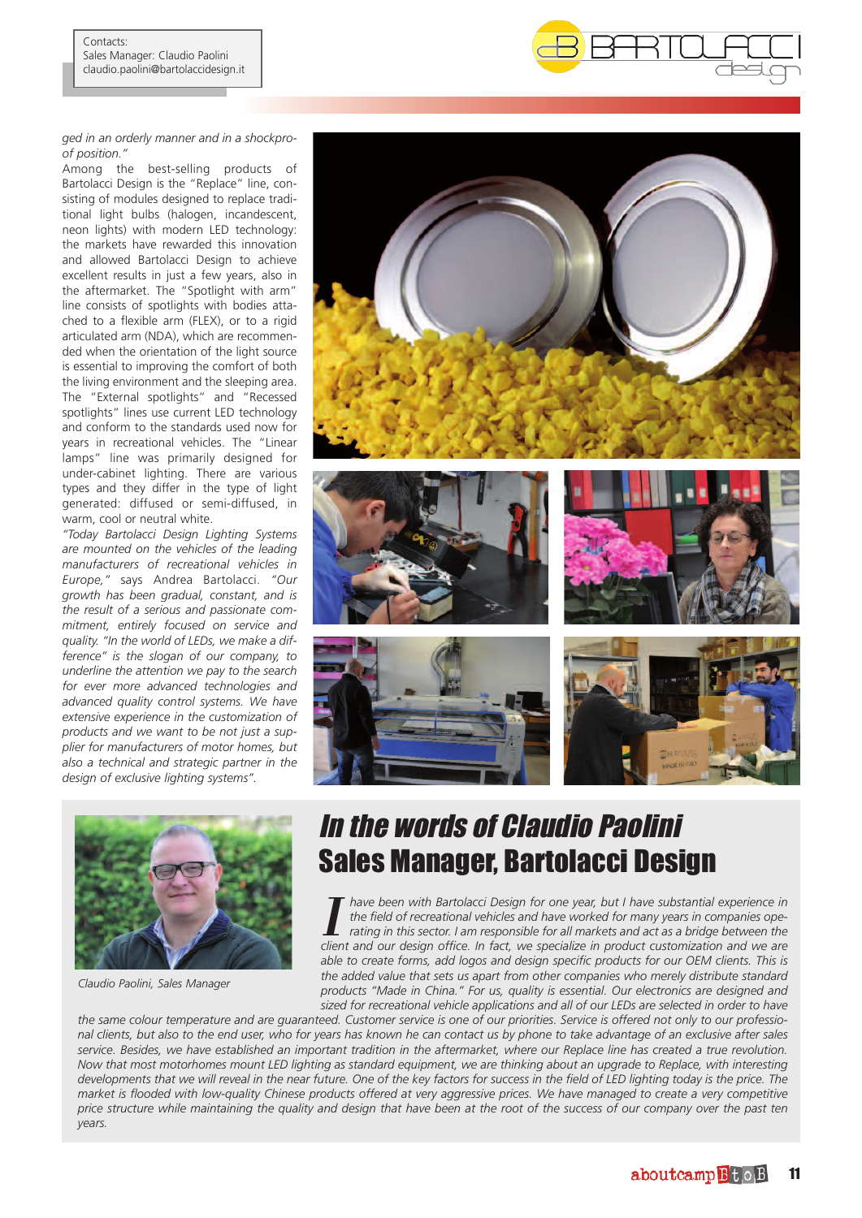Contacts:
Sales Manager: Claudio Paolini
claudio.paolini@bartolaccidesign.it

*ged in an orderly manner and in a shockproof position."*

Among the best-selling products of Bartolacci Design is the "Replace" line, consisting of modules designed to replace traditional light bulbs (halogen, incandescent, neon lights) with modern LED technology: the markets have rewarded this innovation and allowed Bartolacci Design to achieve excellent results in just a few years, also in the aftermarket. The "Spotlight with arm" line consists of spotlights with bodies attached to a flexible arm (FLEX), or to a rigid articulated arm (NDA), which are recommended when the orientation of the light source is essential to improving the comfort of both the living environment and the sleeping area. The "External spotlights" and "Recessed spotlights" lines use current LED technology and conform to the standards used now for years in recreational vehicles. The "Linear lamps" line was primarily designed for under-cabinet lighting. There are various types and they differ in the type of light generated: diffused or semi-diffused, in warm, cool or neutral white.

*"Today Bartolacci Design Lighting Systems are mounted on the vehicles of the leading manufacturers of recreational vehicles in Europe,"* says Andrea Bartolacci. *"Our growth has been gradual, constant, and is the result of a serious and passionate commitment, entirely focused on service and quality. "In the world of LEDs, we make a difference" is the slogan of our company, to underline the attention we pay to the search for ever more advanced technologies and advanced quality control systems. We have extensive experience in the customization of products and we want to be not just a supplier for manufacturers of motor homes, but also a technical and strategic partner in the design of exclusive lighting systems".*

Claudio Paolini, Sales Manager

## In the words of Claudio Paolini
## Sales Manager, Bartolacci Design

*I have been with Bartolacci Design for one year, but I have substantial experience in the field of recreational vehicles and have worked for many years in companies operating in this sector. I am responsible for all markets and act as a bridge between the client and our design office. In fact, we specialize in product customization and we are able to create forms, add logos and design specific products for our OEM clients. This is the added value that sets us apart from other companies who merely distribute standard products "Made in China." For us, quality is essential. Our electronics are designed and sized for recreational vehicle applications and all of our LEDs are selected in order to have the same colour temperature and are guaranteed. Customer service is one of our priorities. Service is offered not only to our professional clients, but also to the end user, who for years has known he can contact us by phone to take advantage of an exclusive after sales service. Besides, we have established an important tradition in the aftermarket, where our Replace line has created a true revolution. Now that most motorhomes mount LED lighting as standard equipment, we are thinking about an upgrade to Replace, with interesting developments that we will reveal in the near future. One of the key factors for success in the field of LED lighting today is the price. The market is flooded with low-quality Chinese products offered at very aggressive prices. We have managed to create a very competitive price structure while maintaining the quality and design that have been at the root of the success of our company over the past ten years.*